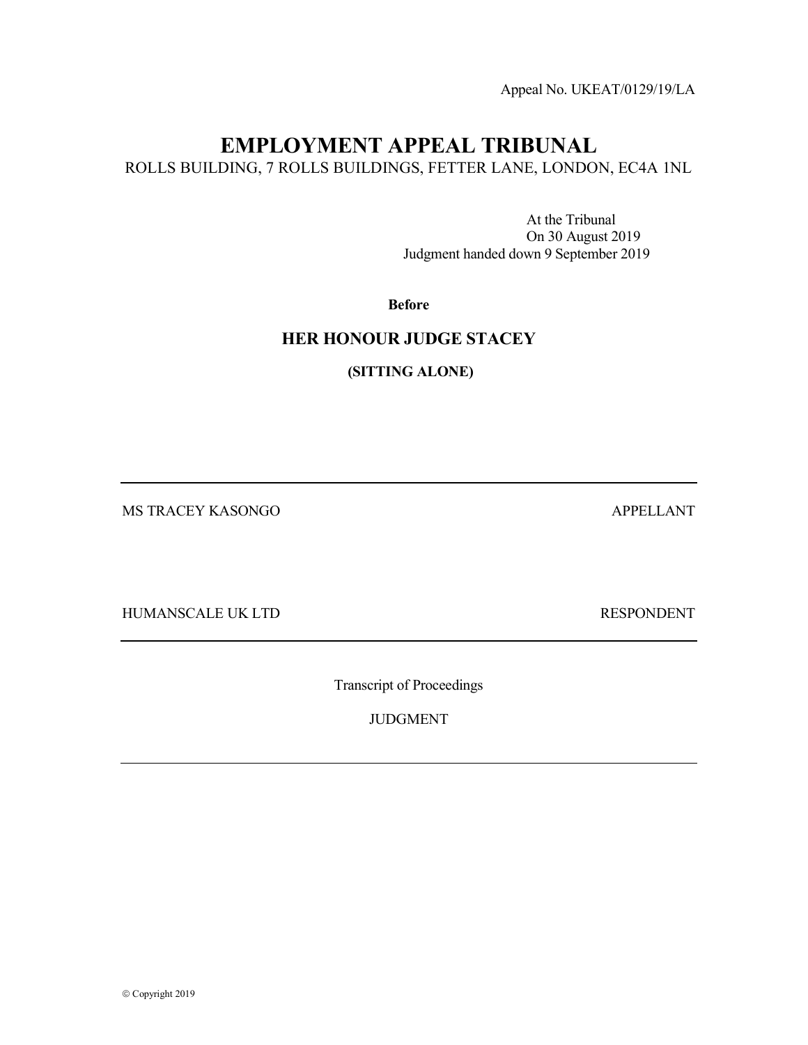Appeal No. UKEAT/0129/19/LA

# EMPLOYMENT APPEAL TRIBUNAL

ROLLS BUILDING, 7 ROLLS BUILDINGS, FETTER LANE, LONDON, EC4A 1NL

At the Tribunal
On 30 August 2019
Judgment handed down 9 September 2019

**Before**

## HER HONOUR JUDGE STACEY

**(SITTING ALONE)**

---

MS TRACEY KASONGO APPELLANT

HUMANSCALE UK LTD RESPONDENT

---

Transcript of Proceedings

JUDGMENT

---

© Copyright 2019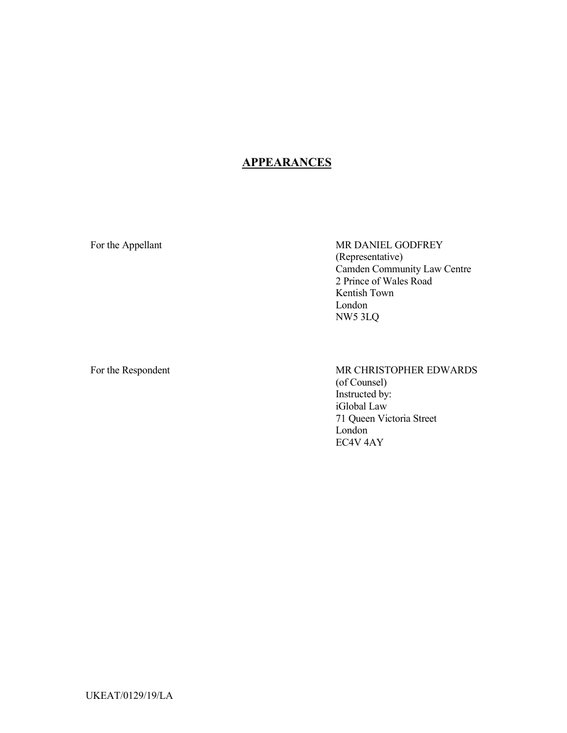## APPEARANCES

| | |
|---|---|
| For the Appellant | MR DANIEL GODFREY<br>(Representative)<br>Camden Community Law Centre<br>2 Prince of Wales Road<br>Kentish Town<br>London<br>NW5 3LQ |
| For the Respondent | MR CHRISTOPHER EDWARDS<br>(of Counsel)<br>Instructed by:<br>iGlobal Law<br>71 Queen Victoria Street<br>London<br>EC4V 4AY |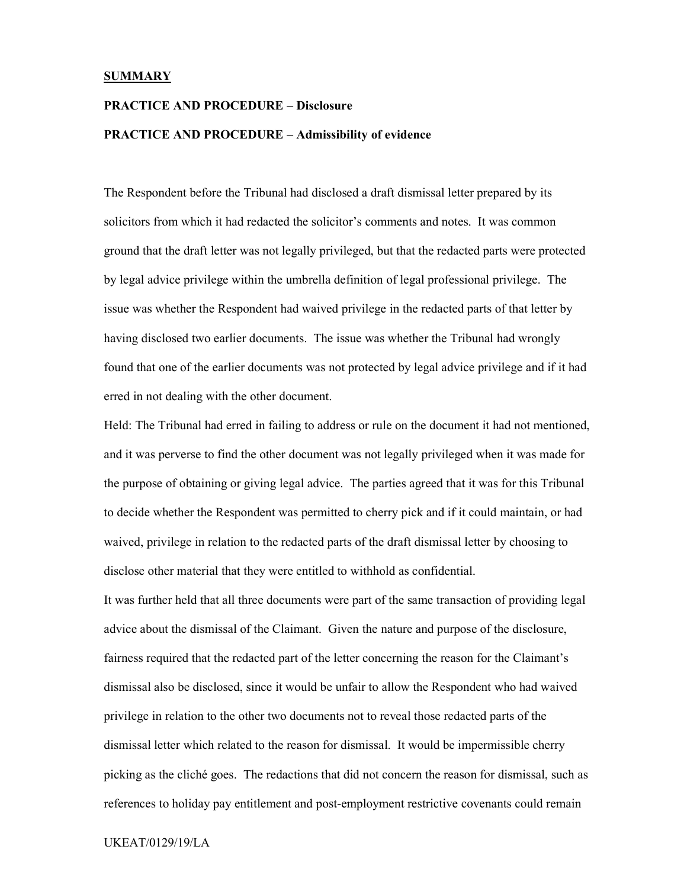**SUMMARY**

**PRACTICE AND PROCEDURE – Disclosure**

**PRACTICE AND PROCEDURE – Admissibility of evidence**

The Respondent before the Tribunal had disclosed a draft dismissal letter prepared by its solicitors from which it had redacted the solicitor's comments and notes. It was common ground that the draft letter was not legally privileged, but that the redacted parts were protected by legal advice privilege within the umbrella definition of legal professional privilege. The issue was whether the Respondent had waived privilege in the redacted parts of that letter by having disclosed two earlier documents. The issue was whether the Tribunal had wrongly found that one of the earlier documents was not protected by legal advice privilege and if it had erred in not dealing with the other document.

Held: The Tribunal had erred in failing to address or rule on the document it had not mentioned, and it was perverse to find the other document was not legally privileged when it was made for the purpose of obtaining or giving legal advice. The parties agreed that it was for this Tribunal to decide whether the Respondent was permitted to cherry pick and if it could maintain, or had waived, privilege in relation to the redacted parts of the draft dismissal letter by choosing to disclose other material that they were entitled to withhold as confidential.

It was further held that all three documents were part of the same transaction of providing legal advice about the dismissal of the Claimant. Given the nature and purpose of the disclosure, fairness required that the redacted part of the letter concerning the reason for the Claimant's dismissal also be disclosed, since it would be unfair to allow the Respondent who had waived privilege in relation to the other two documents not to reveal those redacted parts of the dismissal letter which related to the reason for dismissal. It would be impermissible cherry picking as the cliché goes. The redactions that did not concern the reason for dismissal, such as references to holiday pay entitlement and post-employment restrictive covenants could remain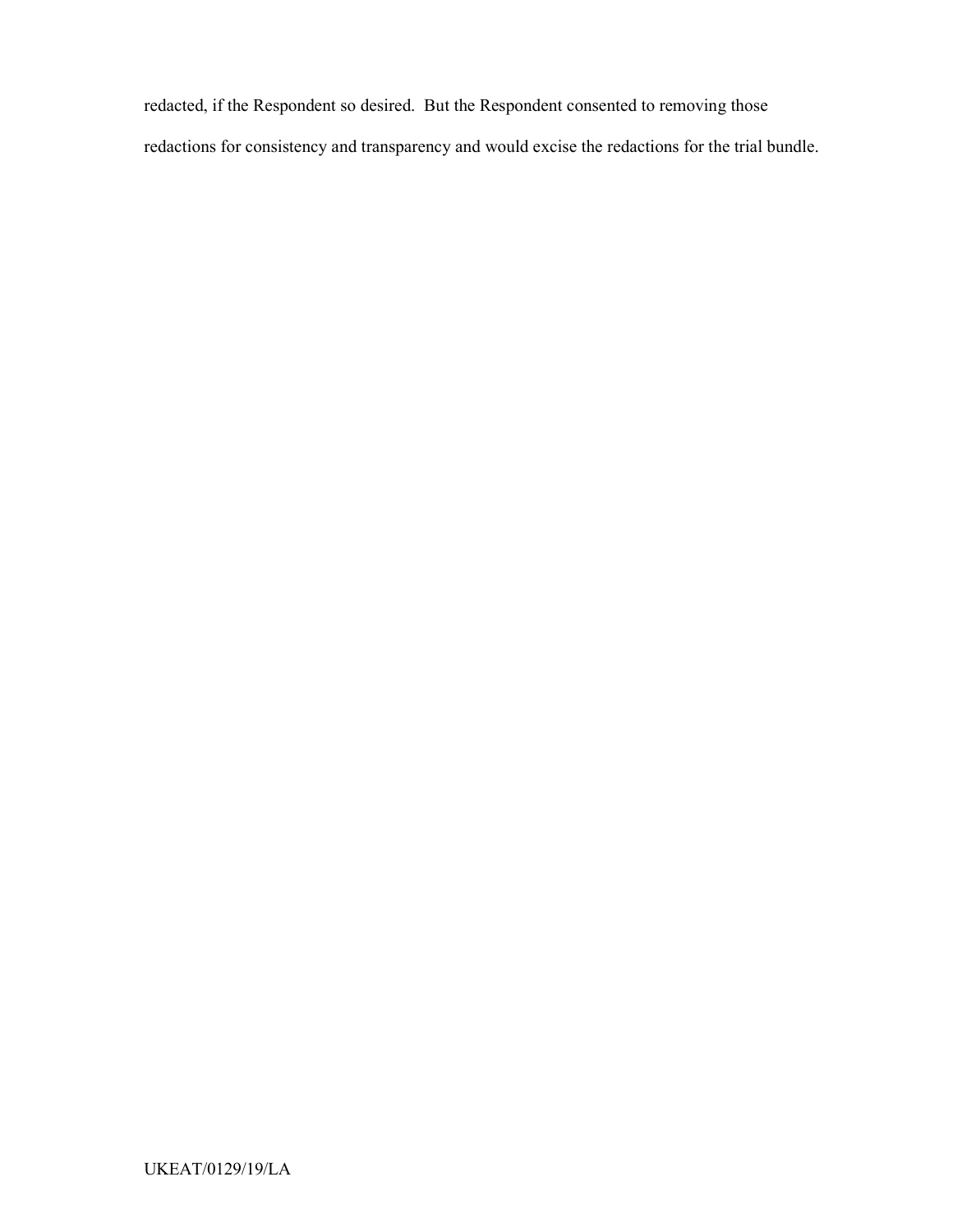redacted, if the Respondent so desired. But the Respondent consented to removing those redactions for consistency and transparency and would excise the redactions for the trial bundle.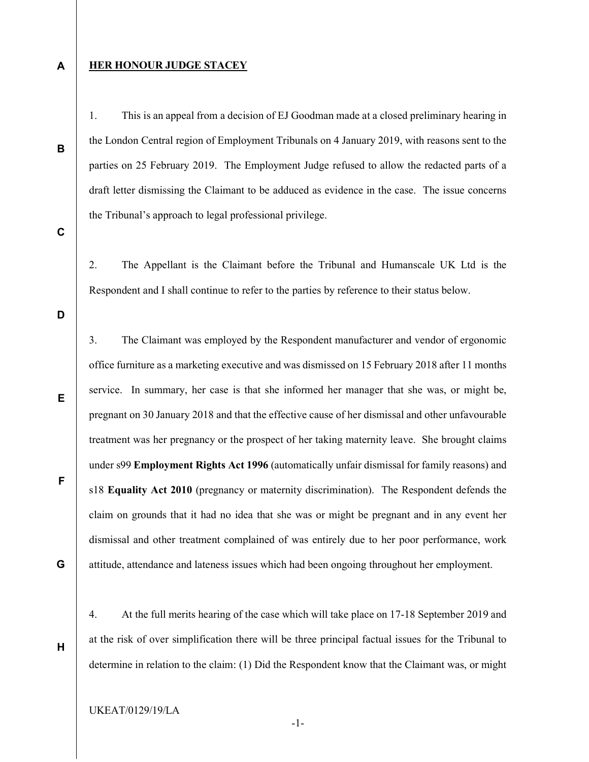**HER HONOUR JUDGE STACEY**

1. This is an appeal from a decision of EJ Goodman made at a closed preliminary hearing in the London Central region of Employment Tribunals on 4 January 2019, with reasons sent to the parties on 25 February 2019. The Employment Judge refused to allow the redacted parts of a draft letter dismissing the Claimant to be adduced as evidence in the case. The issue concerns the Tribunal's approach to legal professional privilege.

2. The Appellant is the Claimant before the Tribunal and Humanscale UK Ltd is the Respondent and I shall continue to refer to the parties by reference to their status below.

3. The Claimant was employed by the Respondent manufacturer and vendor of ergonomic office furniture as a marketing executive and was dismissed on 15 February 2018 after 11 months service. In summary, her case is that she informed her manager that she was, or might be, pregnant on 30 January 2018 and that the effective cause of her dismissal and other unfavourable treatment was her pregnancy or the prospect of her taking maternity leave. She brought claims under s99 **Employment Rights Act 1996** (automatically unfair dismissal for family reasons) and s18 **Equality Act 2010** (pregnancy or maternity discrimination). The Respondent defends the claim on grounds that it had no idea that she was or might be pregnant and in any event her dismissal and other treatment complained of was entirely due to her poor performance, work attitude, attendance and lateness issues which had been ongoing throughout her employment.

4. At the full merits hearing of the case which will take place on 17-18 September 2019 and at the risk of over simplification there will be three principal factual issues for the Tribunal to determine in relation to the claim: (1) Did the Respondent know that the Claimant was, or might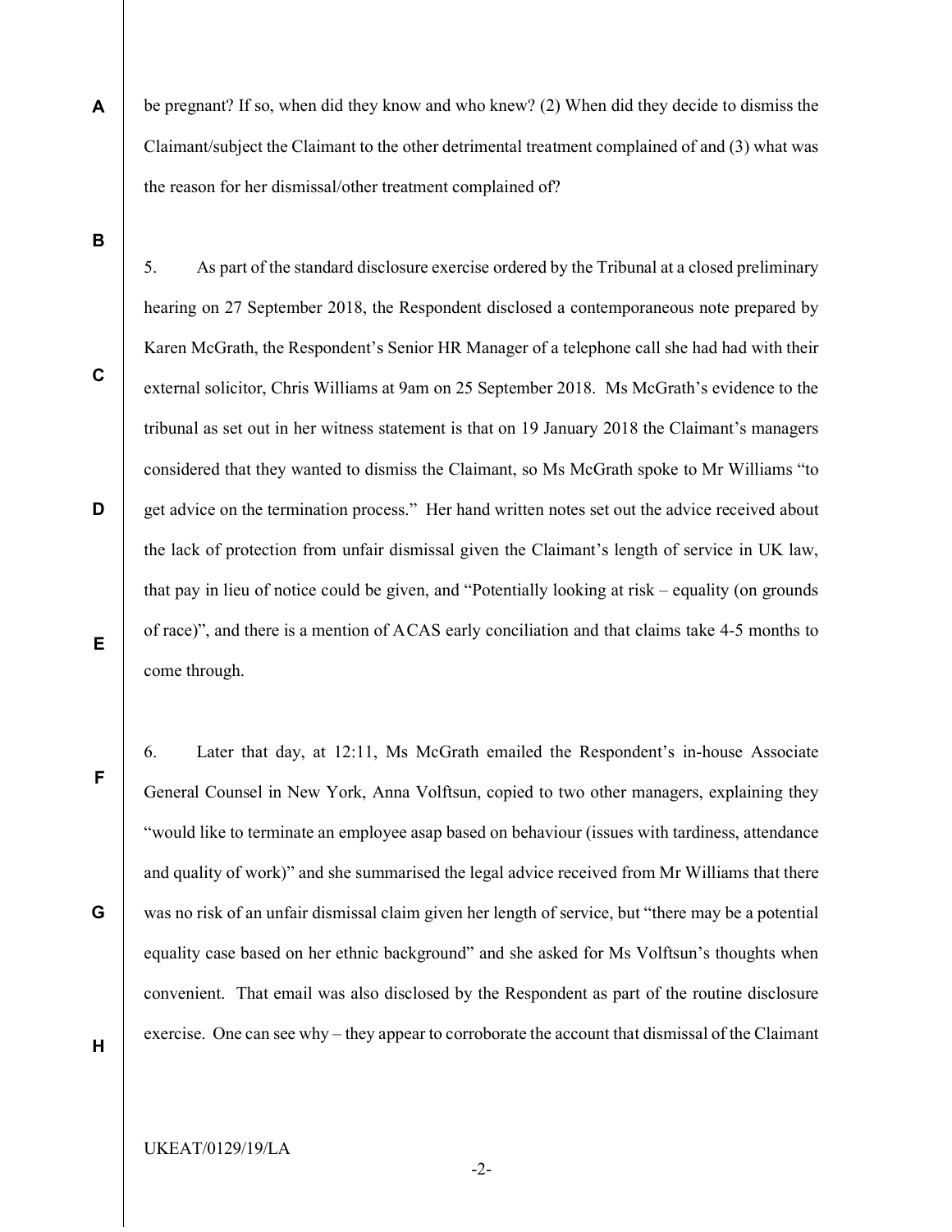be pregnant? If so, when did they know and who knew? (2) When did they decide to dismiss the Claimant/subject the Claimant to the other detrimental treatment complained of and (3) what was the reason for her dismissal/other treatment complained of?

5. As part of the standard disclosure exercise ordered by the Tribunal at a closed preliminary hearing on 27 September 2018, the Respondent disclosed a contemporaneous note prepared by Karen McGrath, the Respondent's Senior HR Manager of a telephone call she had had with their external solicitor, Chris Williams at 9am on 25 September 2018. Ms McGrath's evidence to the tribunal as set out in her witness statement is that on 19 January 2018 the Claimant's managers considered that they wanted to dismiss the Claimant, so Ms McGrath spoke to Mr Williams "to get advice on the termination process." Her hand written notes set out the advice received about the lack of protection from unfair dismissal given the Claimant's length of service in UK law, that pay in lieu of notice could be given, and "Potentially looking at risk – equality (on grounds of race)", and there is a mention of ACAS early conciliation and that claims take 4-5 months to come through.

6. Later that day, at 12:11, Ms McGrath emailed the Respondent's in-house Associate General Counsel in New York, Anna Volftsun, copied to two other managers, explaining they "would like to terminate an employee asap based on behaviour (issues with tardiness, attendance and quality of work)" and she summarised the legal advice received from Mr Williams that there was no risk of an unfair dismissal claim given her length of service, but "there may be a potential equality case based on her ethnic background" and she asked for Ms Volftsun's thoughts when convenient. That email was also disclosed by the Respondent as part of the routine disclosure exercise. One can see why – they appear to corroborate the account that dismissal of the Claimant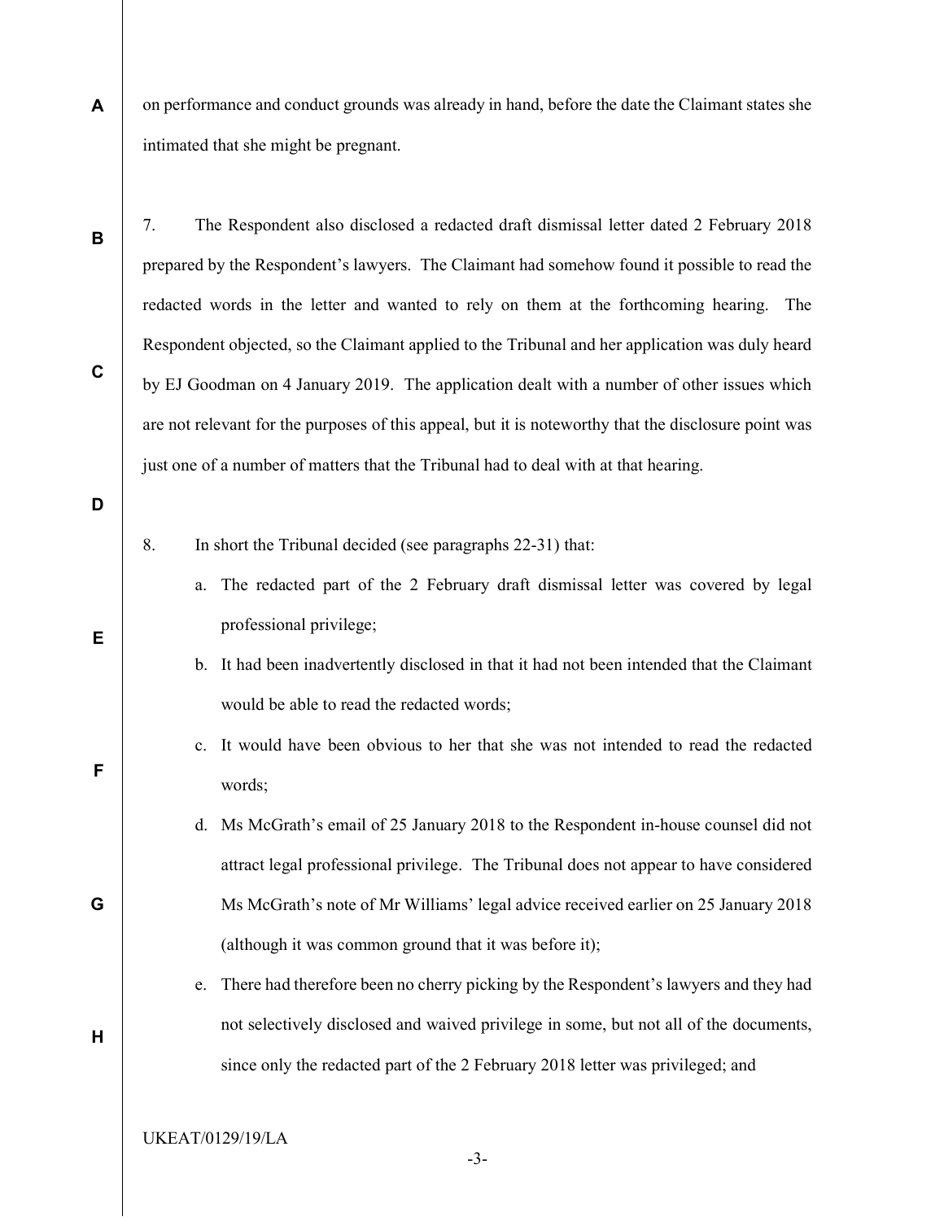on performance and conduct grounds was already in hand, before the date the Claimant states she intimated that she might be pregnant.

7. The Respondent also disclosed a redacted draft dismissal letter dated 2 February 2018 prepared by the Respondent's lawyers. The Claimant had somehow found it possible to read the redacted words in the letter and wanted to rely on them at the forthcoming hearing. The Respondent objected, so the Claimant applied to the Tribunal and her application was duly heard by EJ Goodman on 4 January 2019. The application dealt with a number of other issues which are not relevant for the purposes of this appeal, but it is noteworthy that the disclosure point was just one of a number of matters that the Tribunal had to deal with at that hearing.

8. In short the Tribunal decided (see paragraphs 22-31) that:

a. The redacted part of the 2 February draft dismissal letter was covered by legal professional privilege;

b. It had been inadvertently disclosed in that it had not been intended that the Claimant would be able to read the redacted words;

c. It would have been obvious to her that she was not intended to read the redacted words;

d. Ms McGrath's email of 25 January 2018 to the Respondent in-house counsel did not attract legal professional privilege. The Tribunal does not appear to have considered Ms McGrath's note of Mr Williams' legal advice received earlier on 25 January 2018 (although it was common ground that it was before it);

e. There had therefore been no cherry picking by the Respondent's lawyers and they had not selectively disclosed and waived privilege in some, but not all of the documents, since only the redacted part of the 2 February 2018 letter was privileged; and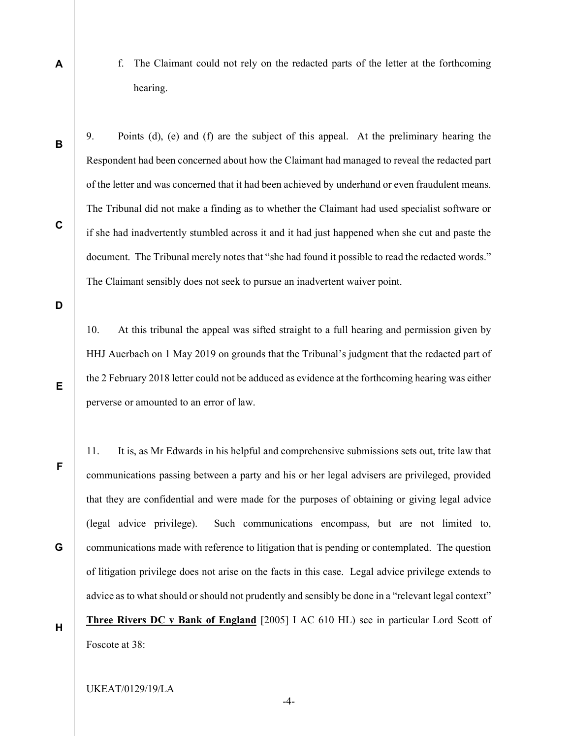f. The Claimant could not rely on the redacted parts of the letter at the forthcoming hearing.

9. Points (d), (e) and (f) are the subject of this appeal. At the preliminary hearing the Respondent had been concerned about how the Claimant had managed to reveal the redacted part of the letter and was concerned that it had been achieved by underhand or even fraudulent means. The Tribunal did not make a finding as to whether the Claimant had used specialist software or if she had inadvertently stumbled across it and it had just happened when she cut and paste the document. The Tribunal merely notes that "she had found it possible to read the redacted words." The Claimant sensibly does not seek to pursue an inadvertent waiver point.

10. At this tribunal the appeal was sifted straight to a full hearing and permission given by HHJ Auerbach on 1 May 2019 on grounds that the Tribunal's judgment that the redacted part of the 2 February 2018 letter could not be adduced as evidence at the forthcoming hearing was either perverse or amounted to an error of law.

11. It is, as Mr Edwards in his helpful and comprehensive submissions sets out, trite law that communications passing between a party and his or her legal advisers are privileged, provided that they are confidential and were made for the purposes of obtaining or giving legal advice (legal advice privilege). Such communications encompass, but are not limited to, communications made with reference to litigation that is pending or contemplated. The question of litigation privilege does not arise on the facts in this case. Legal advice privilege extends to advice as to what should or should not prudently and sensibly be done in a "relevant legal context" **Three Rivers DC v Bank of England** [2005] I AC 610 HL) see in particular Lord Scott of Foscote at 38: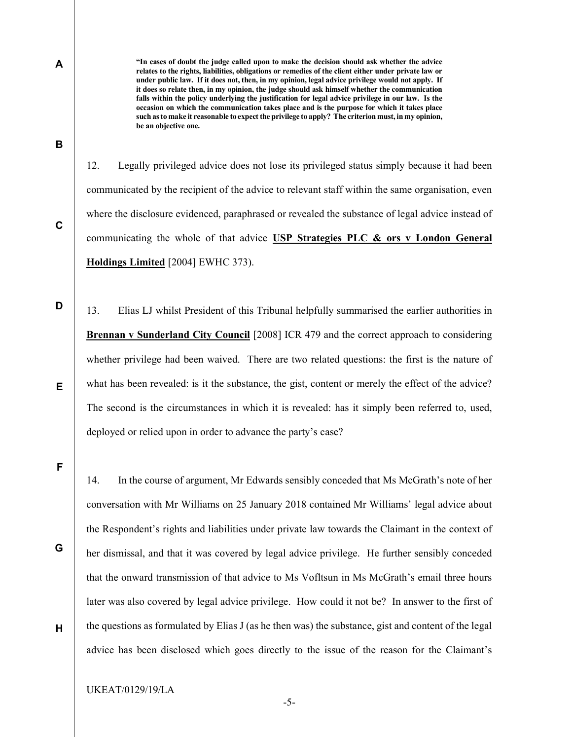**"In cases of doubt the judge called upon to make the decision should ask whether the advice relates to the rights, liabilities, obligations or remedies of the client either under private law or under public law. If it does not, then, in my opinion, legal advice privilege would not apply. If it does so relate then, in my opinion, the judge should ask himself whether the communication falls within the policy underlying the justification for legal advice privilege in our law. Is the occasion on which the communication takes place and is the purpose for which it takes place such as to make it reasonable to expect the privilege to apply? The criterion must, in my opinion, be an objective one.**

12. Legally privileged advice does not lose its privileged status simply because it had been communicated by the recipient of the advice to relevant staff within the same organisation, even where the disclosure evidenced, paraphrased or revealed the substance of legal advice instead of communicating the whole of that advice **USP Strategies PLC & ors v London General Holdings Limited** [2004] EWHC 373).

13. Elias LJ whilst President of this Tribunal helpfully summarised the earlier authorities in **Brennan v Sunderland City Council** [2008] ICR 479 and the correct approach to considering whether privilege had been waived. There are two related questions: the first is the nature of what has been revealed: is it the substance, the gist, content or merely the effect of the advice? The second is the circumstances in which it is revealed: has it simply been referred to, used, deployed or relied upon in order to advance the party's case?

14. In the course of argument, Mr Edwards sensibly conceded that Ms McGrath's note of her conversation with Mr Williams on 25 January 2018 contained Mr Williams' legal advice about the Respondent's rights and liabilities under private law towards the Claimant in the context of her dismissal, and that it was covered by legal advice privilege. He further sensibly conceded that the onward transmission of that advice to Ms Vofltsun in Ms McGrath's email three hours later was also covered by legal advice privilege. How could it not be? In answer to the first of the questions as formulated by Elias J (as he then was) the substance, gist and content of the legal advice has been disclosed which goes directly to the issue of the reason for the Claimant's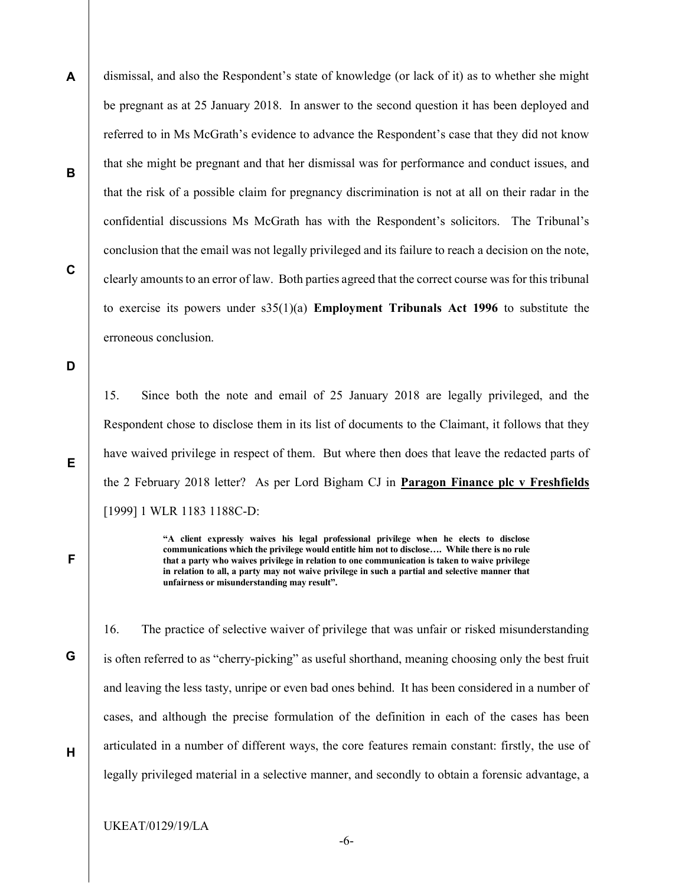dismissal, and also the Respondent's state of knowledge (or lack of it) as to whether she might be pregnant as at 25 January 2018. In answer to the second question it has been deployed and referred to in Ms McGrath's evidence to advance the Respondent's case that they did not know that she might be pregnant and that her dismissal was for performance and conduct issues, and that the risk of a possible claim for pregnancy discrimination is not at all on their radar in the confidential discussions Ms McGrath has with the Respondent's solicitors. The Tribunal's conclusion that the email was not legally privileged and its failure to reach a decision on the note, clearly amounts to an error of law. Both parties agreed that the correct course was for this tribunal to exercise its powers under s35(1)(a) **Employment Tribunals Act 1996** to substitute the erroneous conclusion.

15. Since both the note and email of 25 January 2018 are legally privileged, and the Respondent chose to disclose them in its list of documents to the Claimant, it follows that they have waived privilege in respect of them. But where then does that leave the redacted parts of the 2 February 2018 letter? As per Lord Bigham CJ in **Paragon Finance plc v Freshfields** [1999] 1 WLR 1183 1188C-D:

> **"A client expressly waives his legal professional privilege when he elects to disclose communications which the privilege would entitle him not to disclose…. While there is no rule that a party who waives privilege in relation to one communication is taken to waive privilege in relation to all, a party may not waive privilege in such a partial and selective manner that unfairness or misunderstanding may result".**

16. The practice of selective waiver of privilege that was unfair or risked misunderstanding is often referred to as "cherry-picking" as useful shorthand, meaning choosing only the best fruit and leaving the less tasty, unripe or even bad ones behind. It has been considered in a number of cases, and although the precise formulation of the definition in each of the cases has been articulated in a number of different ways, the core features remain constant: firstly, the use of legally privileged material in a selective manner, and secondly to obtain a forensic advantage, a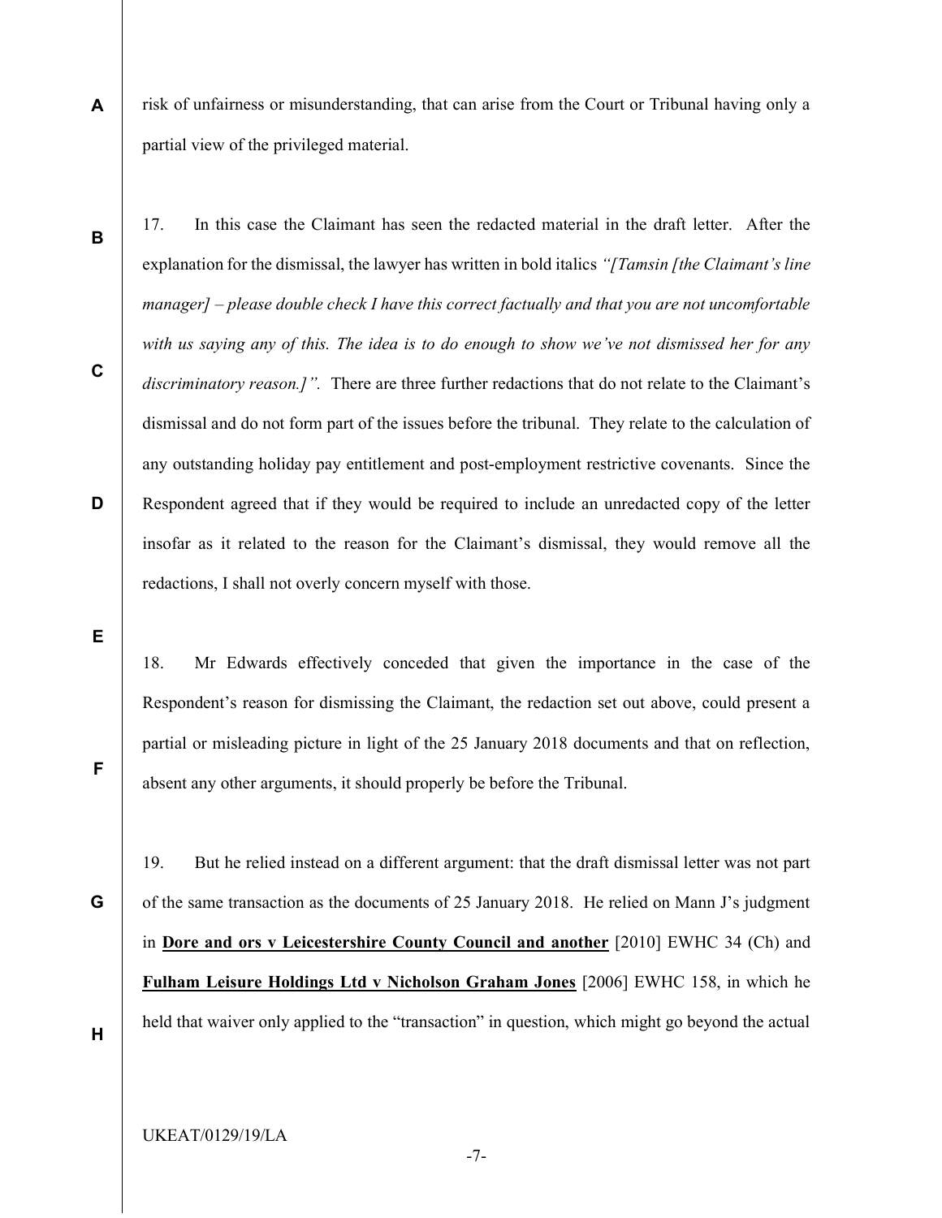risk of unfairness or misunderstanding, that can arise from the Court or Tribunal having only a partial view of the privileged material.

17. In this case the Claimant has seen the redacted material in the draft letter. After the explanation for the dismissal, the lawyer has written in bold italics *"[Tamsin [the Claimant's line manager] – please double check I have this correct factually and that you are not uncomfortable with us saying any of this. The idea is to do enough to show we've not dismissed her for any discriminatory reason.]"*. There are three further redactions that do not relate to the Claimant's dismissal and do not form part of the issues before the tribunal. They relate to the calculation of any outstanding holiday pay entitlement and post-employment restrictive covenants. Since the Respondent agreed that if they would be required to include an unredacted copy of the letter insofar as it related to the reason for the Claimant's dismissal, they would remove all the redactions, I shall not overly concern myself with those.

18. Mr Edwards effectively conceded that given the importance in the case of the Respondent's reason for dismissing the Claimant, the redaction set out above, could present a partial or misleading picture in light of the 25 January 2018 documents and that on reflection, absent any other arguments, it should properly be before the Tribunal.

19. But he relied instead on a different argument: that the draft dismissal letter was not part of the same transaction as the documents of 25 January 2018. He relied on Mann J's judgment in **Dore and ors v Leicestershire County Council and another** [2010] EWHC 34 (Ch) and **Fulham Leisure Holdings Ltd v Nicholson Graham Jones** [2006] EWHC 158, in which he held that waiver only applied to the "transaction" in question, which might go beyond the actual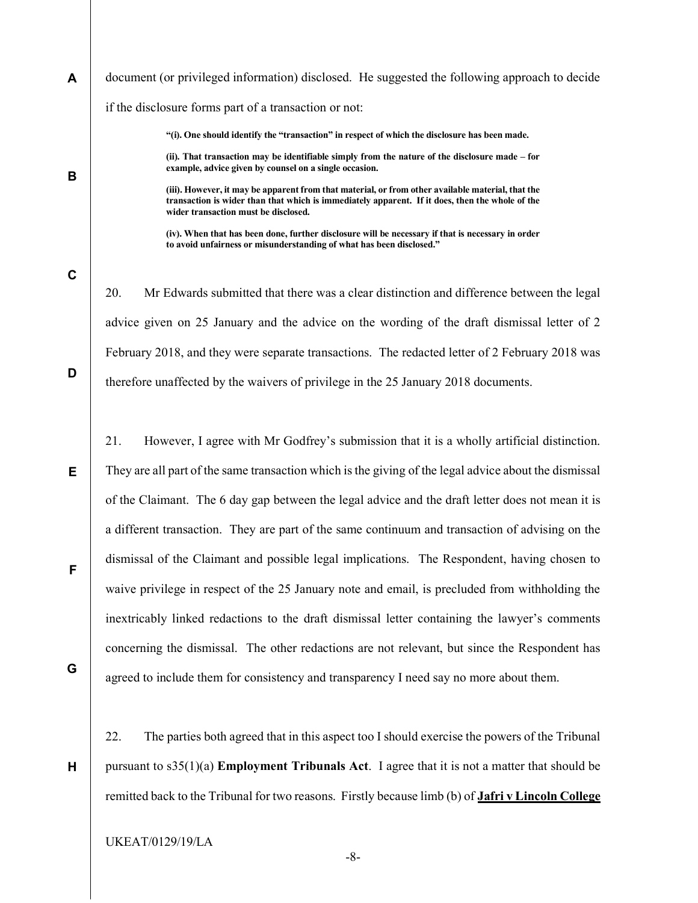document (or privileged information) disclosed. He suggested the following approach to decide if the disclosure forms part of a transaction or not:

> **"(i). One should identify the "transaction" in respect of which the disclosure has been made.**
>
> **(ii). That transaction may be identifiable simply from the nature of the disclosure made – for example, advice given by counsel on a single occasion.**
>
> **(iii). However, it may be apparent from that material, or from other available material, that the transaction is wider than that which is immediately apparent. If it does, then the whole of the wider transaction must be disclosed.**
>
> **(iv). When that has been done, further disclosure will be necessary if that is necessary in order to avoid unfairness or misunderstanding of what has been disclosed."**

20. Mr Edwards submitted that there was a clear distinction and difference between the legal advice given on 25 January and the advice on the wording of the draft dismissal letter of 2 February 2018, and they were separate transactions. The redacted letter of 2 February 2018 was therefore unaffected by the waivers of privilege in the 25 January 2018 documents.

21. However, I agree with Mr Godfrey's submission that it is a wholly artificial distinction. They are all part of the same transaction which is the giving of the legal advice about the dismissal of the Claimant. The 6 day gap between the legal advice and the draft letter does not mean it is a different transaction. They are part of the same continuum and transaction of advising on the dismissal of the Claimant and possible legal implications. The Respondent, having chosen to waive privilege in respect of the 25 January note and email, is precluded from withholding the inextricably linked redactions to the draft dismissal letter containing the lawyer's comments concerning the dismissal. The other redactions are not relevant, but since the Respondent has agreed to include them for consistency and transparency I need say no more about them.

22. The parties both agreed that in this aspect too I should exercise the powers of the Tribunal pursuant to s35(1)(a) **Employment Tribunals Act**. I agree that it is not a matter that should be remitted back to the Tribunal for two reasons. Firstly because limb (b) of **Jafri v Lincoln College**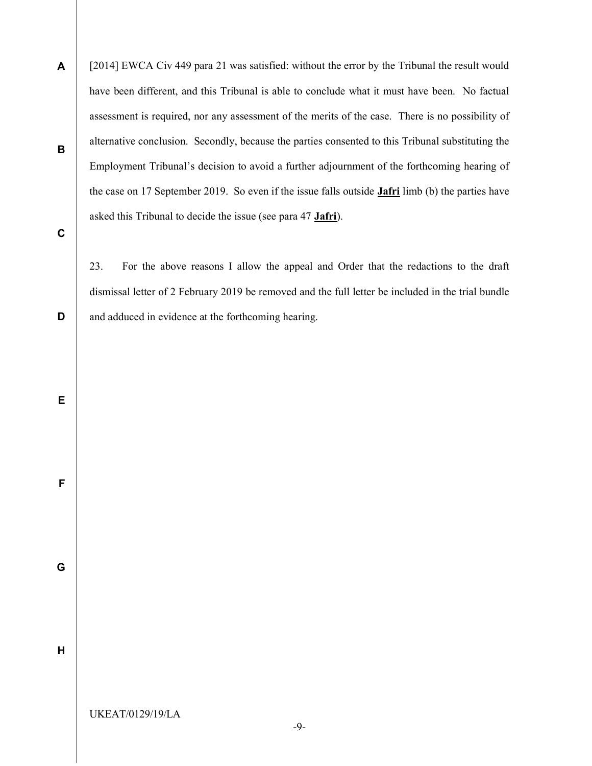[2014] EWCA Civ 449 para 21 was satisfied: without the error by the Tribunal the result would have been different, and this Tribunal is able to conclude what it must have been. No factual assessment is required, nor any assessment of the merits of the case. There is no possibility of alternative conclusion. Secondly, because the parties consented to this Tribunal substituting the Employment Tribunal's decision to avoid a further adjournment of the forthcoming hearing of the case on 17 September 2019. So even if the issue falls outside **Jafri** limb (b) the parties have asked this Tribunal to decide the issue (see para 47 **Jafri**).

23. For the above reasons I allow the appeal and Order that the redactions to the draft dismissal letter of 2 February 2019 be removed and the full letter be included in the trial bundle and adduced in evidence at the forthcoming hearing.